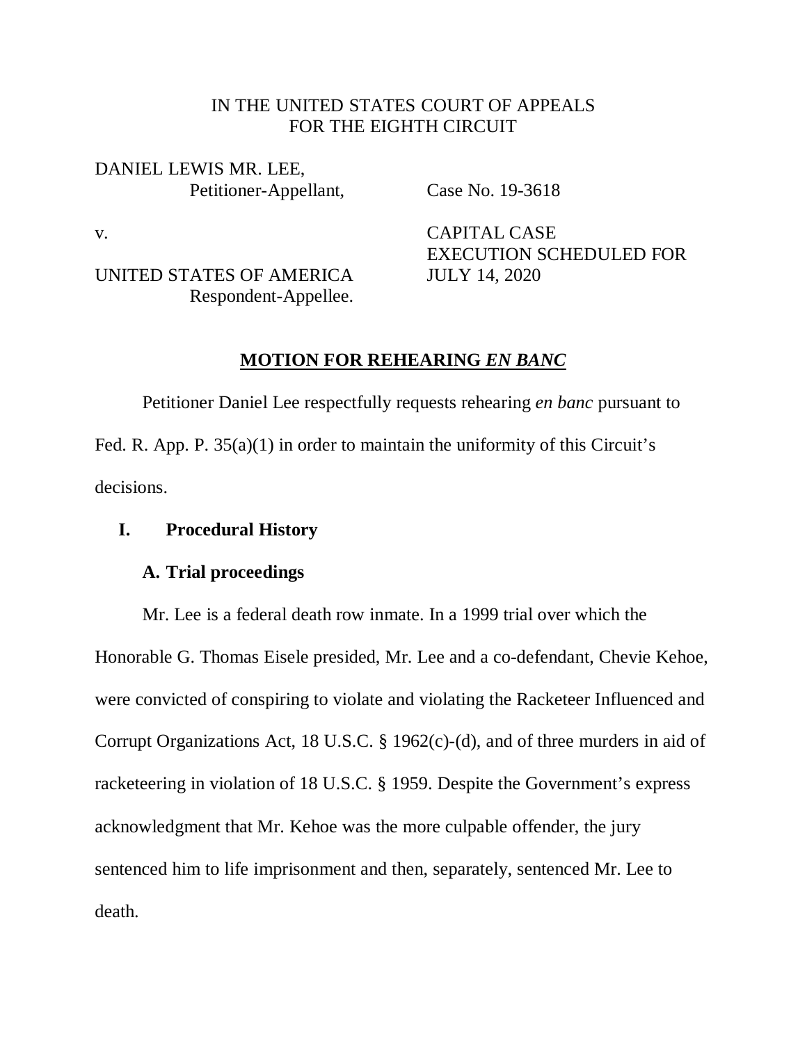IN THE UNITED STATES COURT OF APPEALS
FOR THE EIGHTH CIRCUIT

DANIEL LEWIS MR. LEE,
Petitioner-Appellant,

Case No. 19-3618

v.

CAPITAL CASE
EXECUTION SCHEDULED FOR
JULY 14, 2020

UNITED STATES OF AMERICA
Respondent-Appellee.

## MOTION FOR REHEARING *EN BANC*

Petitioner Daniel Lee respectfully requests rehearing *en banc* pursuant to Fed. R. App. P. 35(a)(1) in order to maintain the uniformity of this Circuit's decisions.

### I. Procedural History

#### A. Trial proceedings

Mr. Lee is a federal death row inmate. In a 1999 trial over which the Honorable G. Thomas Eisele presided, Mr. Lee and a co-defendant, Chevie Kehoe, were convicted of conspiring to violate and violating the Racketeer Influenced and Corrupt Organizations Act, 18 U.S.C. § 1962(c)-(d), and of three murders in aid of racketeering in violation of 18 U.S.C. § 1959. Despite the Government's express acknowledgment that Mr. Kehoe was the more culpable offender, the jury sentenced him to life imprisonment and then, separately, sentenced Mr. Lee to death.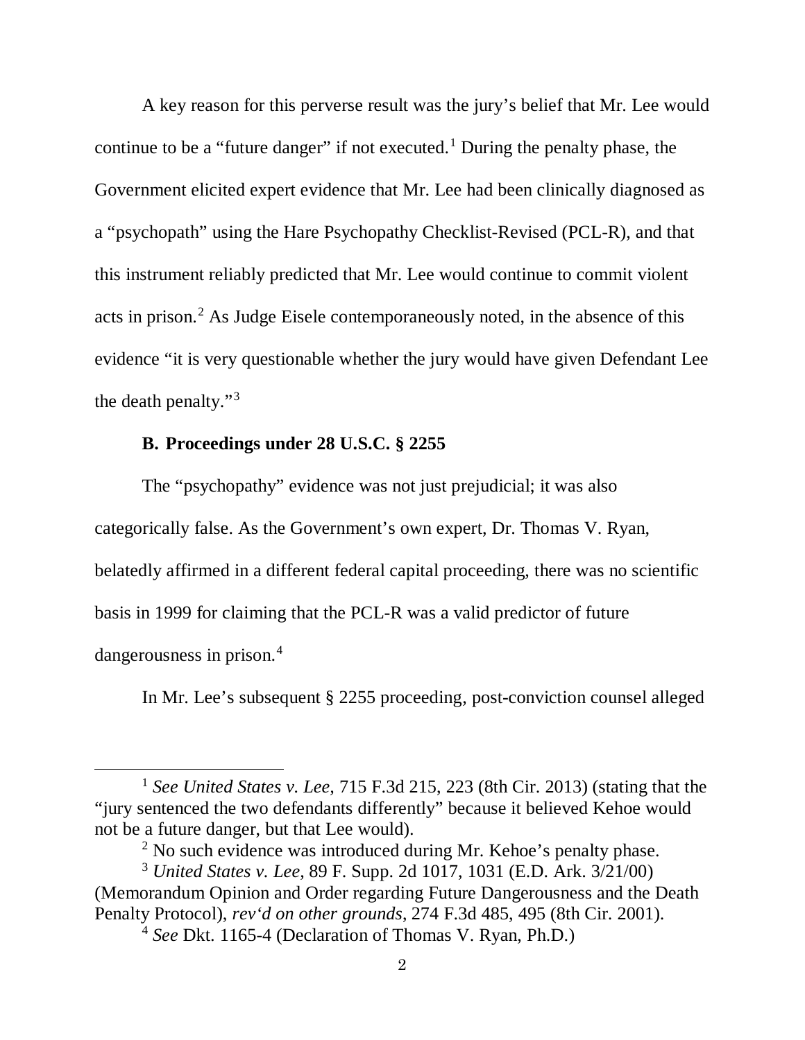A key reason for this perverse result was the jury's belief that Mr. Lee would continue to be a "future danger" if not executed.[1] During the penalty phase, the Government elicited expert evidence that Mr. Lee had been clinically diagnosed as a "psychopath" using the Hare Psychopathy Checklist-Revised (PCL-R), and that this instrument reliably predicted that Mr. Lee would continue to commit violent acts in prison.[2] As Judge Eisele contemporaneously noted, in the absence of this evidence "it is very questionable whether the jury would have given Defendant Lee the death penalty."[3]

### B. Proceedings under 28 U.S.C. § 2255

The "psychopathy" evidence was not just prejudicial; it was also categorically false. As the Government's own expert, Dr. Thomas V. Ryan, belatedly affirmed in a different federal capital proceeding, there was no scientific basis in 1999 for claiming that the PCL-R was a valid predictor of future dangerousness in prison.[4]

In Mr. Lee's subsequent § 2255 proceeding, post-conviction counsel alleged

---

[1] *See United States v. Lee*, 715 F.3d 215, 223 (8th Cir. 2013) (stating that the "jury sentenced the two defendants differently" because it believed Kehoe would not be a future danger, but that Lee would).

[2] No such evidence was introduced during Mr. Kehoe's penalty phase.

[3] *United States v. Lee*, 89 F. Supp. 2d 1017, 1031 (E.D. Ark. 3/21/00) (Memorandum Opinion and Order regarding Future Dangerousness and the Death Penalty Protocol), *rev'd on other grounds*, 274 F.3d 485, 495 (8th Cir. 2001).

[4] *See* Dkt. 1165-4 (Declaration of Thomas V. Ryan, Ph.D.)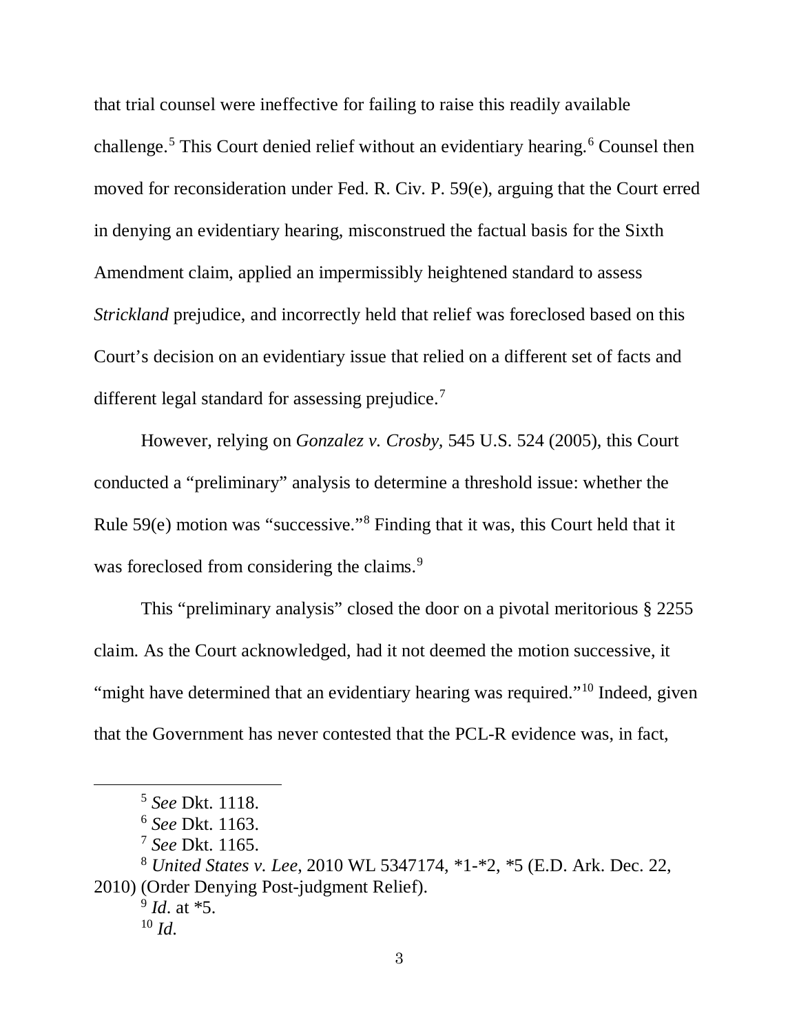that trial counsel were ineffective for failing to raise this readily available challenge.[5] This Court denied relief without an evidentiary hearing.[6] Counsel then moved for reconsideration under Fed. R. Civ. P. 59(e), arguing that the Court erred in denying an evidentiary hearing, misconstrued the factual basis for the Sixth Amendment claim, applied an impermissibly heightened standard to assess *Strickland* prejudice, and incorrectly held that relief was foreclosed based on this Court's decision on an evidentiary issue that relied on a different set of facts and different legal standard for assessing prejudice.[7]

However, relying on *Gonzalez v. Crosby,* 545 U.S. 524 (2005), this Court conducted a "preliminary" analysis to determine a threshold issue: whether the Rule 59(e) motion was "successive."[8] Finding that it was, this Court held that it was foreclosed from considering the claims.[9]

This "preliminary analysis" closed the door on a pivotal meritorious § 2255 claim. As the Court acknowledged, had it not deemed the motion successive, it "might have determined that an evidentiary hearing was required."[10] Indeed, given that the Government has never contested that the PCL-R evidence was, in fact,

---

[5] *See* Dkt. 1118.

[6] *See* Dkt. 1163.

[7] *See* Dkt. 1165.

[8] *United States v. Lee*, 2010 WL 5347174, \*1-\*2, \*5 (E.D. Ark. Dec. 22, 2010) (Order Denying Post-judgment Relief).

[9] *Id*. at \*5.

[10] *Id*.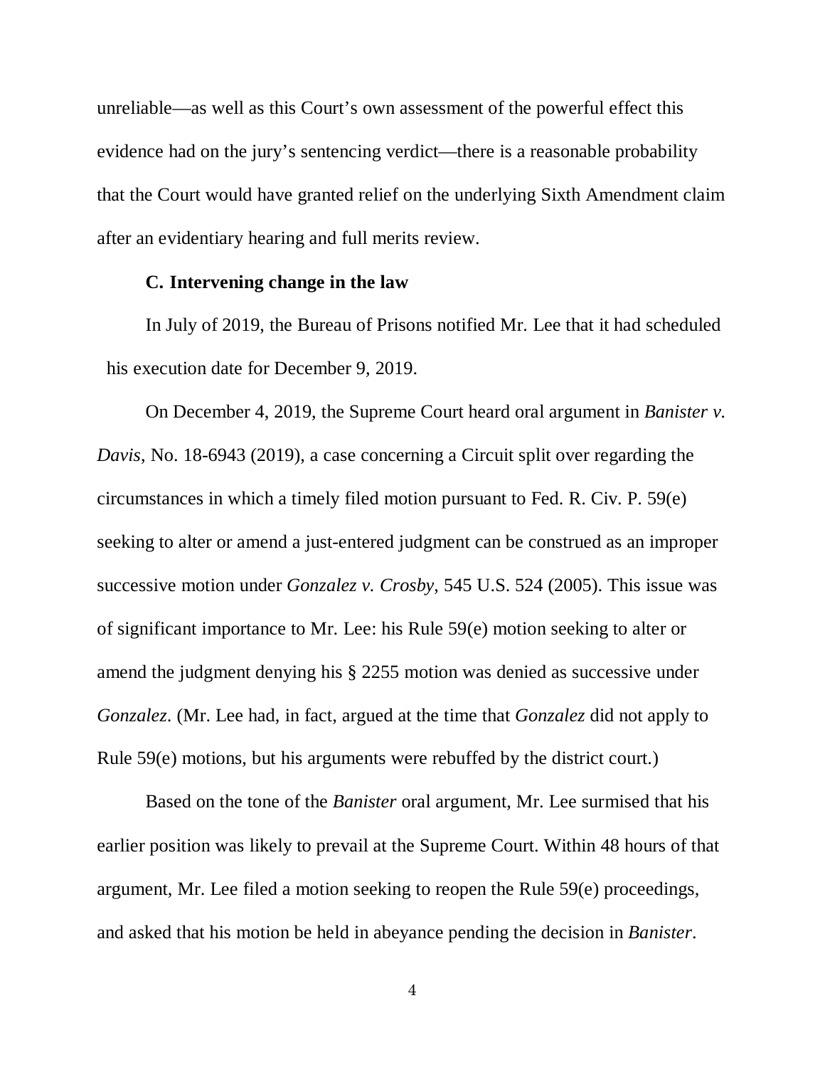unreliable—as well as this Court's own assessment of the powerful effect this evidence had on the jury's sentencing verdict—there is a reasonable probability that the Court would have granted relief on the underlying Sixth Amendment claim after an evidentiary hearing and full merits review.

### C. Intervening change in the law

In July of 2019, the Bureau of Prisons notified Mr. Lee that it had scheduled his execution date for December 9, 2019.

On December 4, 2019, the Supreme Court heard oral argument in *Banister v. Davis*, No. 18-6943 (2019), a case concerning a Circuit split over regarding the circumstances in which a timely filed motion pursuant to Fed. R. Civ. P. 59(e) seeking to alter or amend a just-entered judgment can be construed as an improper successive motion under *Gonzalez v. Crosby*, 545 U.S. 524 (2005). This issue was of significant importance to Mr. Lee: his Rule 59(e) motion seeking to alter or amend the judgment denying his § 2255 motion was denied as successive under *Gonzalez*. (Mr. Lee had, in fact, argued at the time that *Gonzalez* did not apply to Rule 59(e) motions, but his arguments were rebuffed by the district court.)

Based on the tone of the *Banister* oral argument, Mr. Lee surmised that his earlier position was likely to prevail at the Supreme Court. Within 48 hours of that argument, Mr. Lee filed a motion seeking to reopen the Rule 59(e) proceedings, and asked that his motion be held in abeyance pending the decision in *Banister*.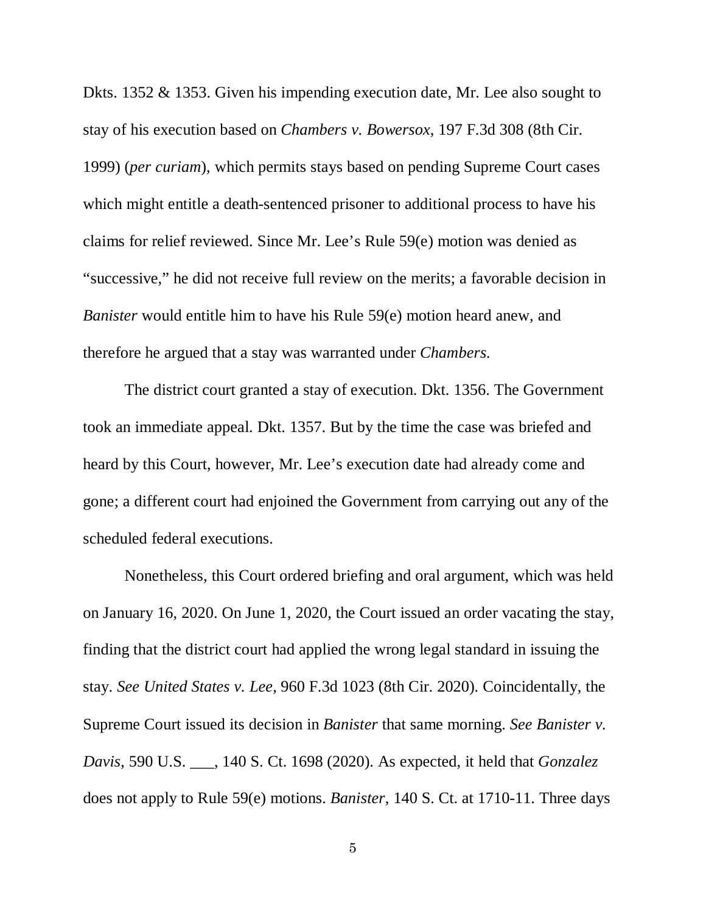Dkts. 1352 & 1353. Given his impending execution date, Mr. Lee also sought to stay of his execution based on *Chambers v. Bowersox*, 197 F.3d 308 (8th Cir. 1999) (*per curiam*), which permits stays based on pending Supreme Court cases which might entitle a death-sentenced prisoner to additional process to have his claims for relief reviewed. Since Mr. Lee's Rule 59(e) motion was denied as "successive," he did not receive full review on the merits; a favorable decision in *Banister* would entitle him to have his Rule 59(e) motion heard anew, and therefore he argued that a stay was warranted under *Chambers.*

The district court granted a stay of execution. Dkt. 1356. The Government took an immediate appeal. Dkt. 1357. But by the time the case was briefed and heard by this Court, however, Mr. Lee's execution date had already come and gone; a different court had enjoined the Government from carrying out any of the scheduled federal executions.

Nonetheless, this Court ordered briefing and oral argument, which was held on January 16, 2020. On June 1, 2020, the Court issued an order vacating the stay, finding that the district court had applied the wrong legal standard in issuing the stay. *See United States v. Lee*, 960 F.3d 1023 (8th Cir. 2020). Coincidentally, the Supreme Court issued its decision in *Banister* that same morning. *See Banister v. Davis*, 590 U.S. ___, 140 S. Ct. 1698 (2020). As expected, it held that *Gonzalez* does not apply to Rule 59(e) motions. *Banister*, 140 S. Ct. at 1710-11. Three days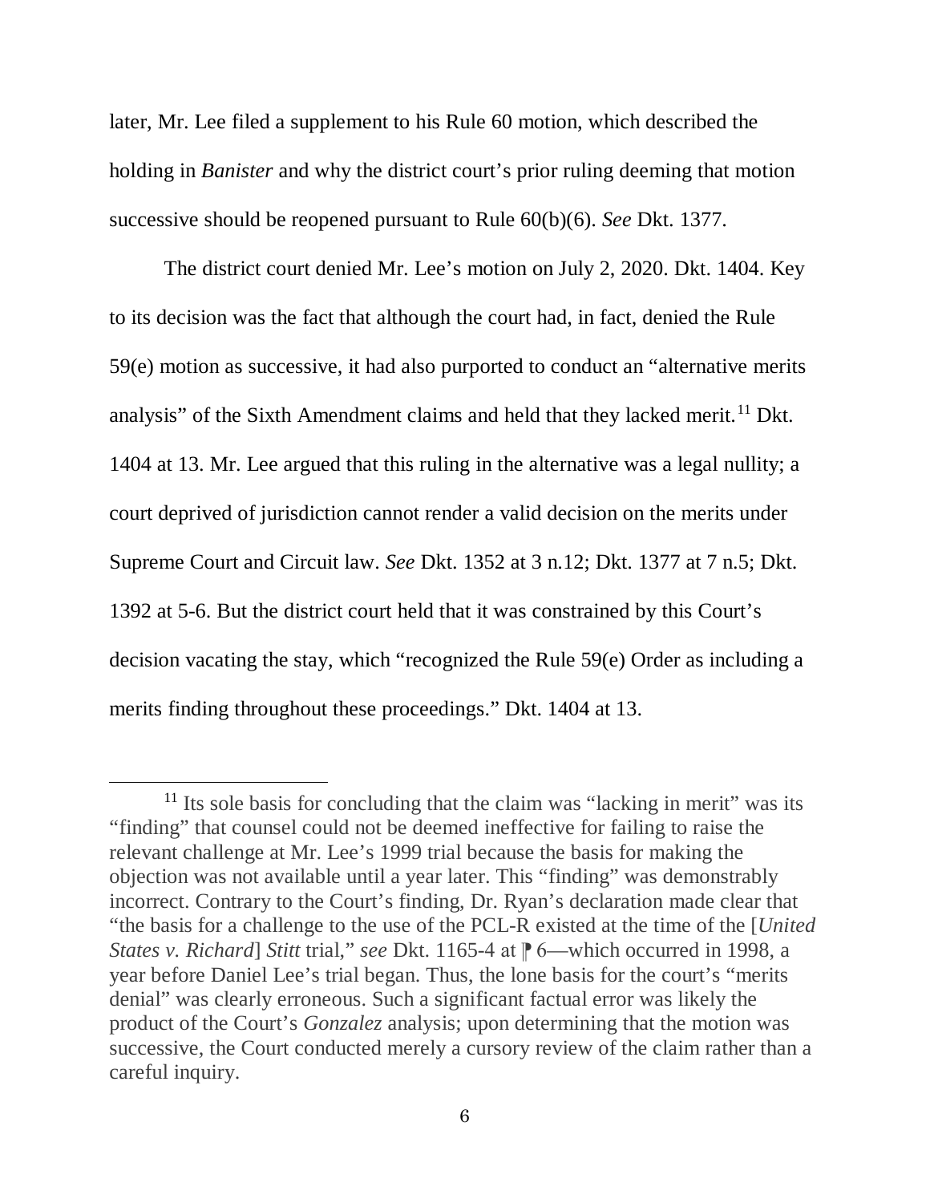later, Mr. Lee filed a supplement to his Rule 60 motion, which described the holding in *Banister* and why the district court's prior ruling deeming that motion successive should be reopened pursuant to Rule 60(b)(6). *See* Dkt. 1377.

The district court denied Mr. Lee's motion on July 2, 2020. Dkt. 1404. Key to its decision was the fact that although the court had, in fact, denied the Rule 59(e) motion as successive, it had also purported to conduct an "alternative merits analysis" of the Sixth Amendment claims and held that they lacked merit.[11] Dkt. 1404 at 13. Mr. Lee argued that this ruling in the alternative was a legal nullity; a court deprived of jurisdiction cannot render a valid decision on the merits under Supreme Court and Circuit law. *See* Dkt. 1352 at 3 n.12; Dkt. 1377 at 7 n.5; Dkt. 1392 at 5-6. But the district court held that it was constrained by this Court's decision vacating the stay, which "recognized the Rule 59(e) Order as including a merits finding throughout these proceedings." Dkt. 1404 at 13.

---

[11] Its sole basis for concluding that the claim was "lacking in merit" was its "finding" that counsel could not be deemed ineffective for failing to raise the relevant challenge at Mr. Lee's 1999 trial because the basis for making the objection was not available until a year later. This "finding" was demonstrably incorrect. Contrary to the Court's finding, Dr. Ryan's declaration made clear that "the basis for a challenge to the use of the PCL-R existed at the time of the [*United States v. Richard*] *Stitt* trial," *see* Dkt. 1165-4 at ⁋ 6—which occurred in 1998, a year before Daniel Lee's trial began. Thus, the lone basis for the court's "merits denial" was clearly erroneous. Such a significant factual error was likely the product of the Court's *Gonzalez* analysis; upon determining that the motion was successive, the Court conducted merely a cursory review of the claim rather than a careful inquiry.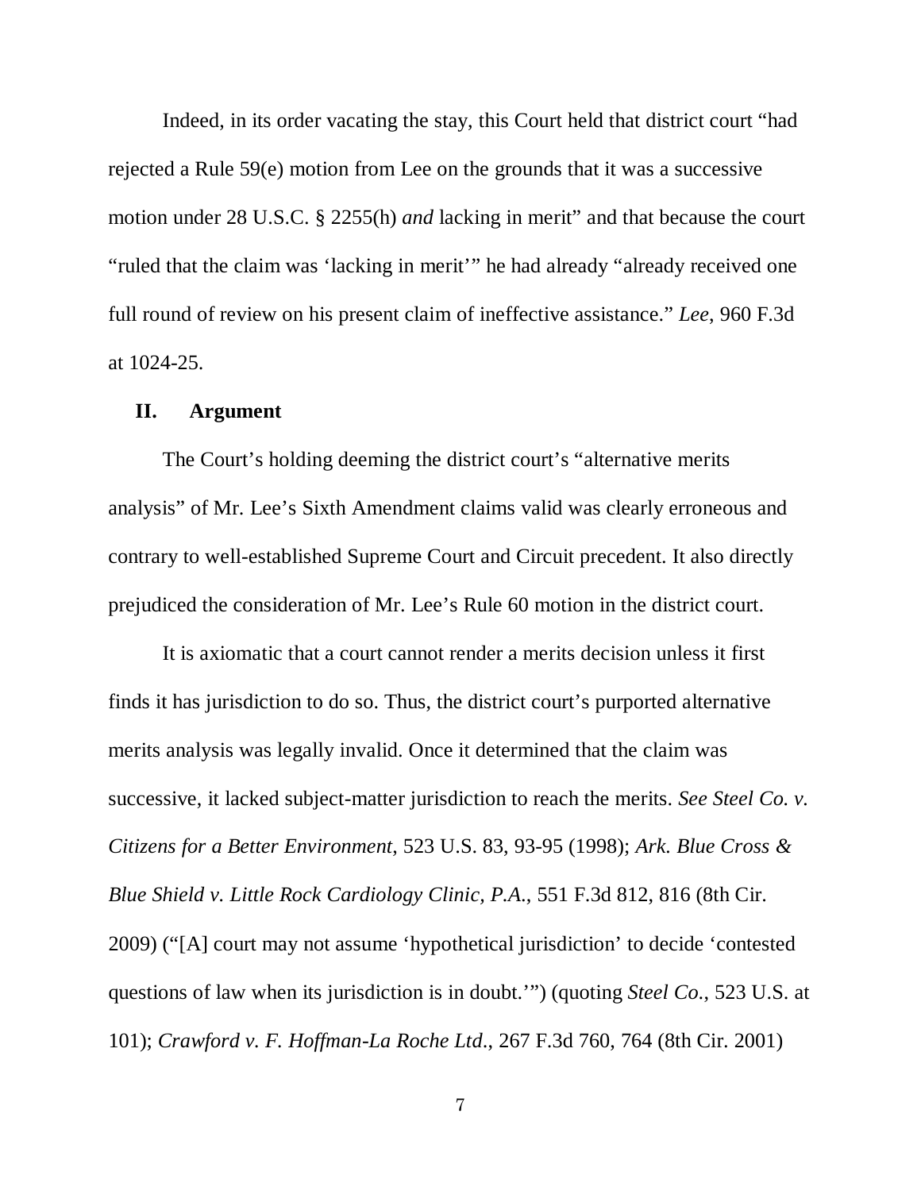Indeed, in its order vacating the stay, this Court held that district court "had rejected a Rule 59(e) motion from Lee on the grounds that it was a successive motion under 28 U.S.C. § 2255(h) *and* lacking in merit" and that because the court "ruled that the claim was 'lacking in merit'" he had already "already received one full round of review on his present claim of ineffective assistance." *Lee*, 960 F.3d at 1024-25.

## II. Argument

The Court's holding deeming the district court's "alternative merits analysis" of Mr. Lee's Sixth Amendment claims valid was clearly erroneous and contrary to well-established Supreme Court and Circuit precedent. It also directly prejudiced the consideration of Mr. Lee's Rule 60 motion in the district court.

It is axiomatic that a court cannot render a merits decision unless it first finds it has jurisdiction to do so. Thus, the district court's purported alternative merits analysis was legally invalid. Once it determined that the claim was successive, it lacked subject-matter jurisdiction to reach the merits. *See Steel Co. v. Citizens for a Better Environment*, 523 U.S. 83, 93-95 (1998); *Ark. Blue Cross & Blue Shield v. Little Rock Cardiology Clinic, P.A.*, 551 F.3d 812, 816 (8th Cir. 2009) ("[A] court may not assume 'hypothetical jurisdiction' to decide 'contested questions of law when its jurisdiction is in doubt.'") (quoting *Steel Co.*, 523 U.S. at 101); *Crawford v. F. Hoffman-La Roche Ltd.*, 267 F.3d 760, 764 (8th Cir. 2001)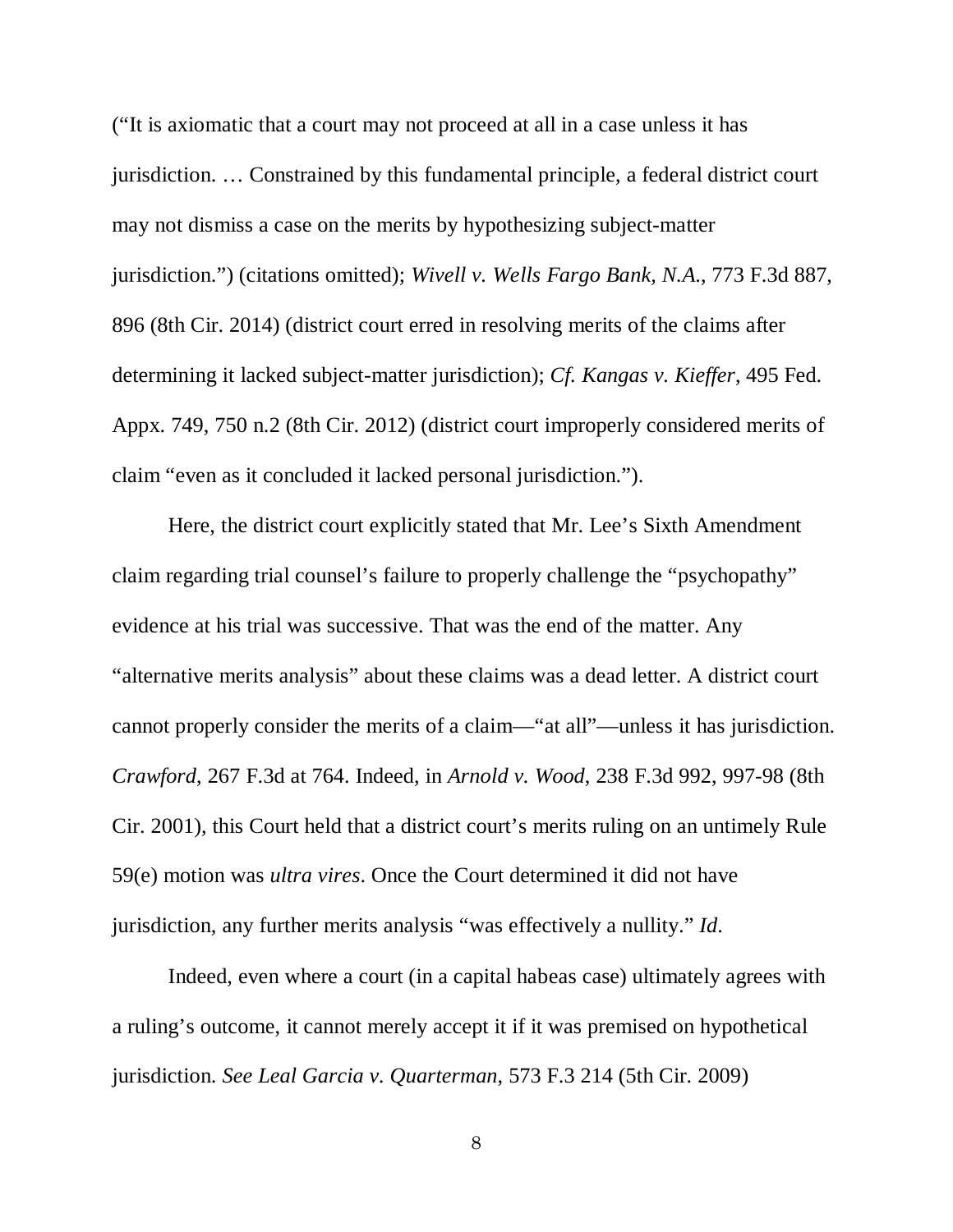(“It is axiomatic that a court may not proceed at all in a case unless it has jurisdiction. … Constrained by this fundamental principle, a federal district court may not dismiss a case on the merits by hypothesizing subject-matter jurisdiction.”) (citations omitted); *Wivell v. Wells Fargo Bank, N.A.*, 773 F.3d 887, 896 (8th Cir. 2014) (district court erred in resolving merits of the claims after determining it lacked subject-matter jurisdiction); *Cf. Kangas v. Kieffer*, 495 Fed. Appx. 749, 750 n.2 (8th Cir. 2012) (district court improperly considered merits of claim “even as it concluded it lacked personal jurisdiction.”).

Here, the district court explicitly stated that Mr. Lee’s Sixth Amendment claim regarding trial counsel’s failure to properly challenge the “psychopathy” evidence at his trial was successive. That was the end of the matter. Any “alternative merits analysis” about these claims was a dead letter. A district court cannot properly consider the merits of a claim—“at all”—unless it has jurisdiction. *Crawford*, 267 F.3d at 764. Indeed, in *Arnold v. Wood*, 238 F.3d 992, 997-98 (8th Cir. 2001), this Court held that a district court’s merits ruling on an untimely Rule 59(e) motion was *ultra vires*. Once the Court determined it did not have jurisdiction, any further merits analysis “was effectively a nullity.” *Id*.

Indeed, even where a court (in a capital habeas case) ultimately agrees with a ruling’s outcome, it cannot merely accept it if it was premised on hypothetical jurisdiction. *See Leal Garcia v. Quarterman*, 573 F.3 214 (5th Cir. 2009)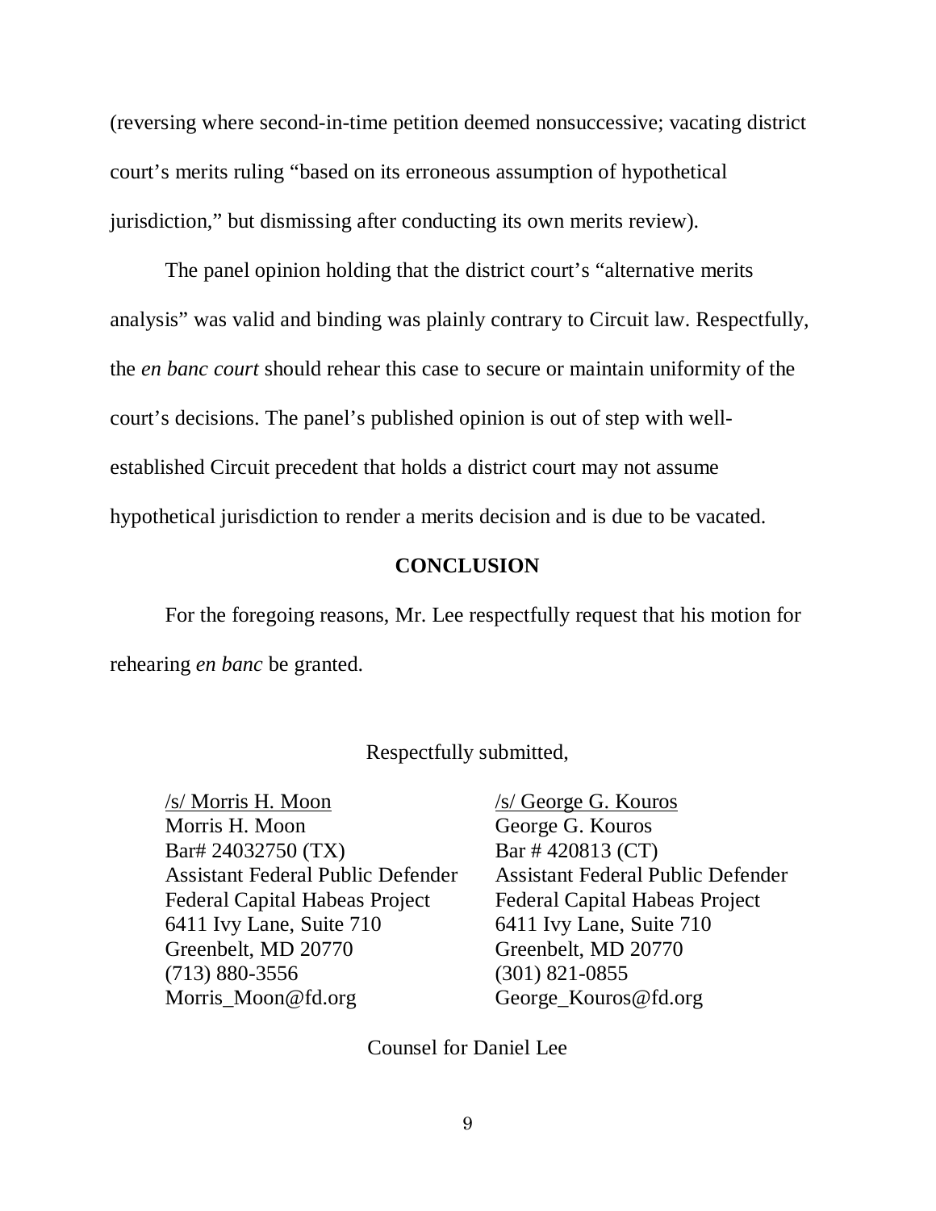(reversing where second-in-time petition deemed nonsuccessive; vacating district court's merits ruling "based on its erroneous assumption of hypothetical jurisdiction," but dismissing after conducting its own merits review).

The panel opinion holding that the district court's "alternative merits analysis" was valid and binding was plainly contrary to Circuit law. Respectfully, the *en banc court* should rehear this case to secure or maintain uniformity of the court's decisions. The panel's published opinion is out of step with well-established Circuit precedent that holds a district court may not assume hypothetical jurisdiction to render a merits decision and is due to be vacated.

## CONCLUSION

For the foregoing reasons, Mr. Lee respectfully request that his motion for rehearing *en banc* be granted.

Respectfully submitted,

/s/ Morris H. Moon
Morris H. Moon
Bar# 24032750 (TX)
Assistant Federal Public Defender
Federal Capital Habeas Project
6411 Ivy Lane, Suite 710
Greenbelt, MD 20770
(713) 880-3556
Morris_Moon@fd.org

/s/ George G. Kouros
George G. Kouros
Bar # 420813 (CT)
Assistant Federal Public Defender
Federal Capital Habeas Project
6411 Ivy Lane, Suite 710
Greenbelt, MD 20770
(301) 821-0855
George_Kouros@fd.org

Counsel for Daniel Lee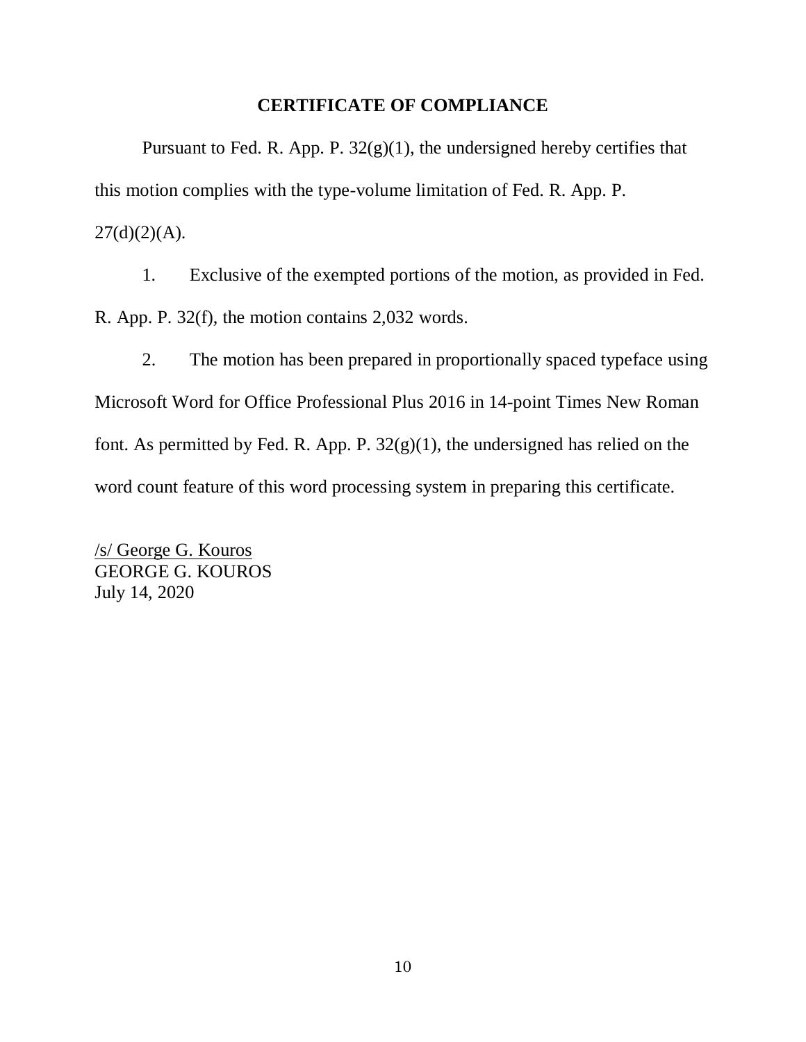# CERTIFICATE OF COMPLIANCE

Pursuant to Fed. R. App. P. 32(g)(1), the undersigned hereby certifies that this motion complies with the type-volume limitation of Fed. R. App. P. 27(d)(2)(A).

1. Exclusive of the exempted portions of the motion, as provided in Fed. R. App. P. 32(f), the motion contains 2,032 words.

2. The motion has been prepared in proportionally spaced typeface using Microsoft Word for Office Professional Plus 2016 in 14-point Times New Roman font. As permitted by Fed. R. App. P. 32(g)(1), the undersigned has relied on the word count feature of this word processing system in preparing this certificate.

/s/ George G. Kouros
GEORGE G. KOUROS
July 14, 2020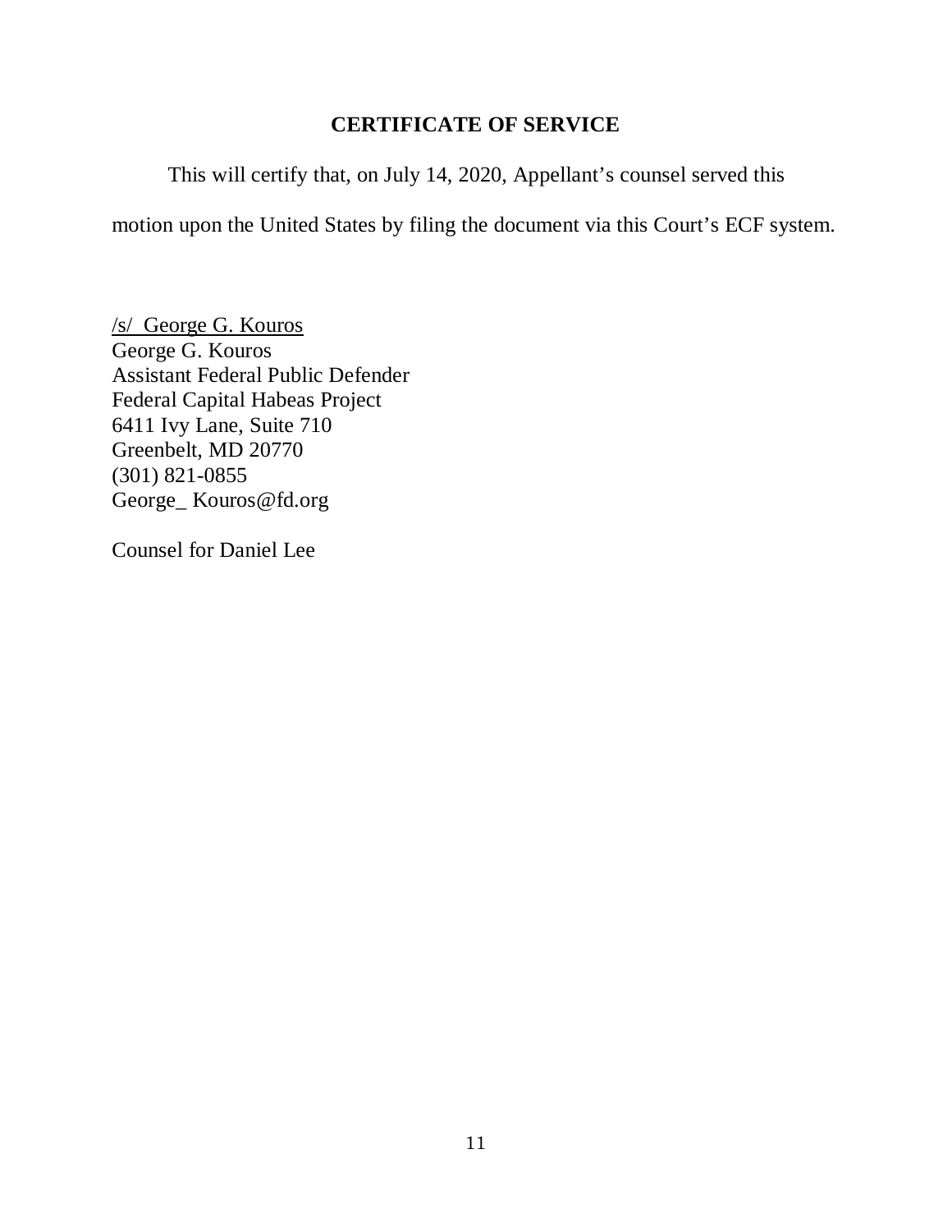## CERTIFICATE OF SERVICE

This will certify that, on July 14, 2020, Appellant's counsel served this motion upon the United States by filing the document via this Court's ECF system.

/s/ George G. Kouros
George G. Kouros
Assistant Federal Public Defender
Federal Capital Habeas Project
6411 Ivy Lane, Suite 710
Greenbelt, MD 20770
(301) 821-0855
George_ Kouros@fd.org

Counsel for Daniel Lee